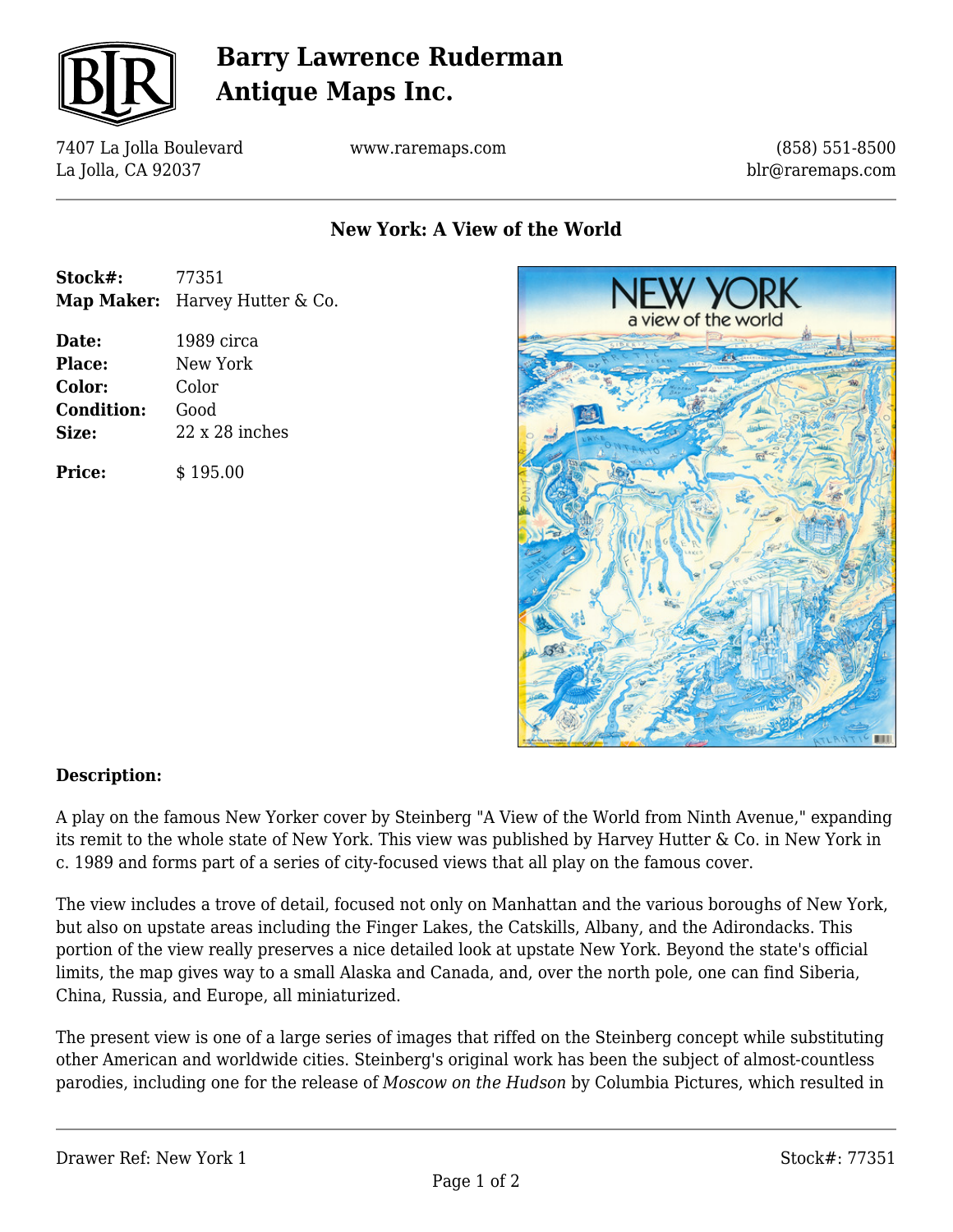# Barry Lawrence Ruderman Antique Maps Inc.

7407 La Jolla Boulevard
La Jolla, CA 92037

www.raremaps.com

(858) 551-8500
blr@raremaps.com

## New York: A View of the World

**Stock#:** 77351
**Map Maker:** Harvey Hutter & Co.

**Date:** 1989 circa
**Place:** New York
**Color:** Color
**Condition:** Good
**Size:** 22 x 28 inches

**Price:** $ 195.00

### Description:

A play on the famous New Yorker cover by Steinberg "A View of the World from Ninth Avenue," expanding its remit to the whole state of New York. This view was published by Harvey Hutter & Co. in New York in c. 1989 and forms part of a series of city-focused views that all play on the famous cover.

The view includes a trove of detail, focused not only on Manhattan and the various boroughs of New York, but also on upstate areas including the Finger Lakes, the Catskills, Albany, and the Adirondacks. This portion of the view really preserves a nice detailed look at upstate New York. Beyond the state's official limits, the map gives way to a small Alaska and Canada, and, over the north pole, one can find Siberia, China, Russia, and Europe, all miniaturized.

The present view is one of a large series of images that riffed on the Steinberg concept while substituting other American and worldwide cities. Steinberg's original work has been the subject of almost-countless parodies, including one for the release of *Moscow on the Hudson* by Columbia Pictures, which resulted in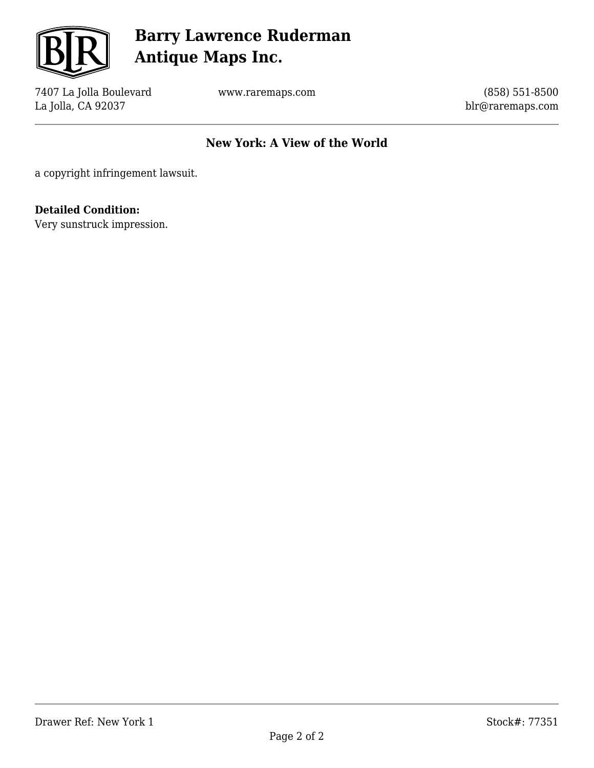a copyright infringement lawsuit.

**Detailed Condition:**
Very sunstruck impression.